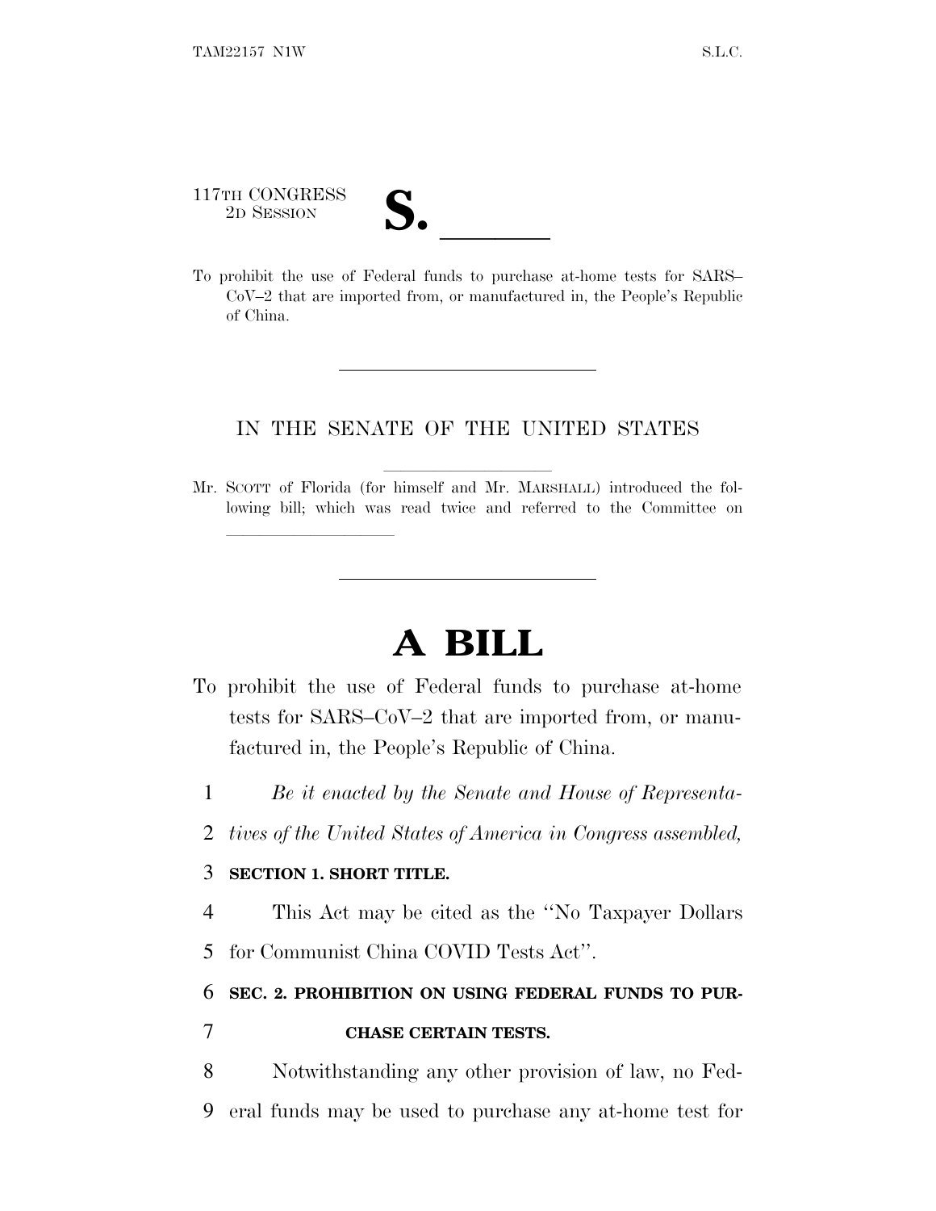117TH CONGRESS
2D SESSION

# S. \_\_\_\_\_\_

To prohibit the use of Federal funds to purchase at-home tests for SARS–CoV–2 that are imported from, or manufactured in, the People's Republic of China.

---

IN THE SENATE OF THE UNITED STATES

Mr. SCOTT of Florida (for himself and Mr. MARSHALL) introduced the following bill; which was read twice and referred to the Committee on \_\_\_\_\_\_\_\_\_\_\_\_\_\_\_\_

---

# A BILL

To prohibit the use of Federal funds to purchase at-home tests for SARS–CoV–2 that are imported from, or manufactured in, the People's Republic of China.

1 *Be it enacted by the Senate and House of Representa-*
2 *tives of the United States of America in Congress assembled,*

3 **SECTION 1. SHORT TITLE.**

4 This Act may be cited as the "No Taxpayer Dollars
5 for Communist China COVID Tests Act".

6 **SEC. 2. PROHIBITION ON USING FEDERAL FUNDS TO PUR-**
7 **CHASE CERTAIN TESTS.**

8 Notwithstanding any other provision of law, no Fed-
9 eral funds may be used to purchase any at-home test for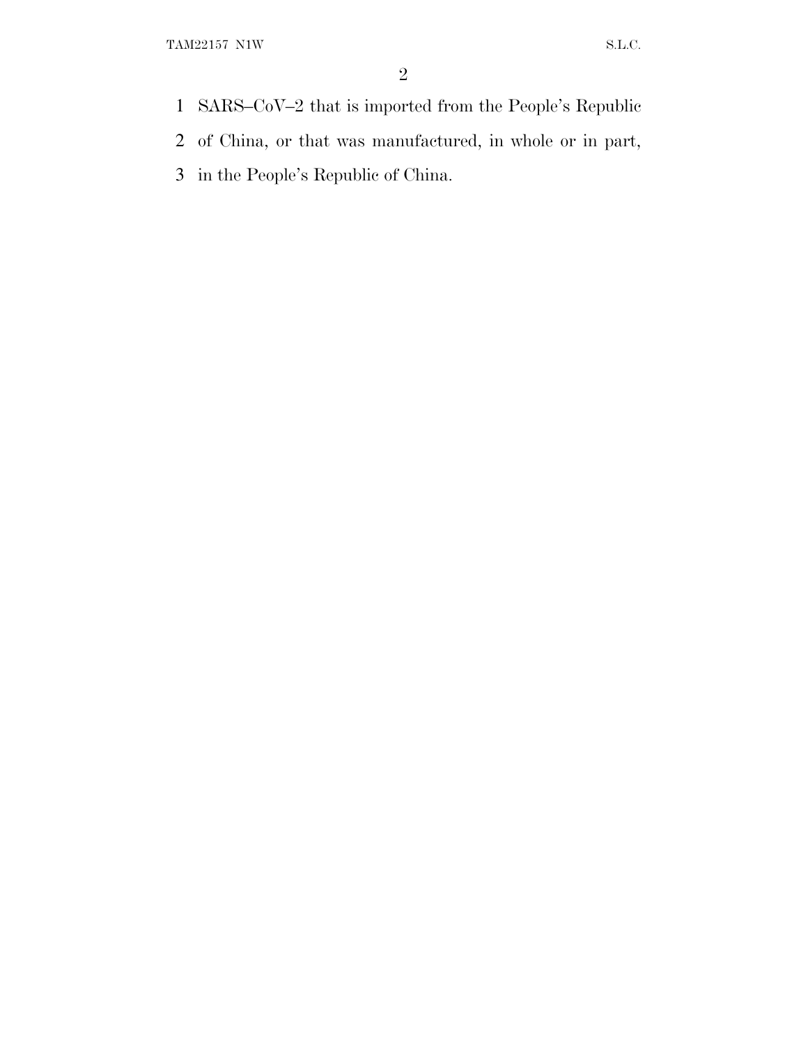SARS–CoV–2 that is imported from the People's Republic of China, or that was manufactured, in whole or in part, in the People's Republic of China.